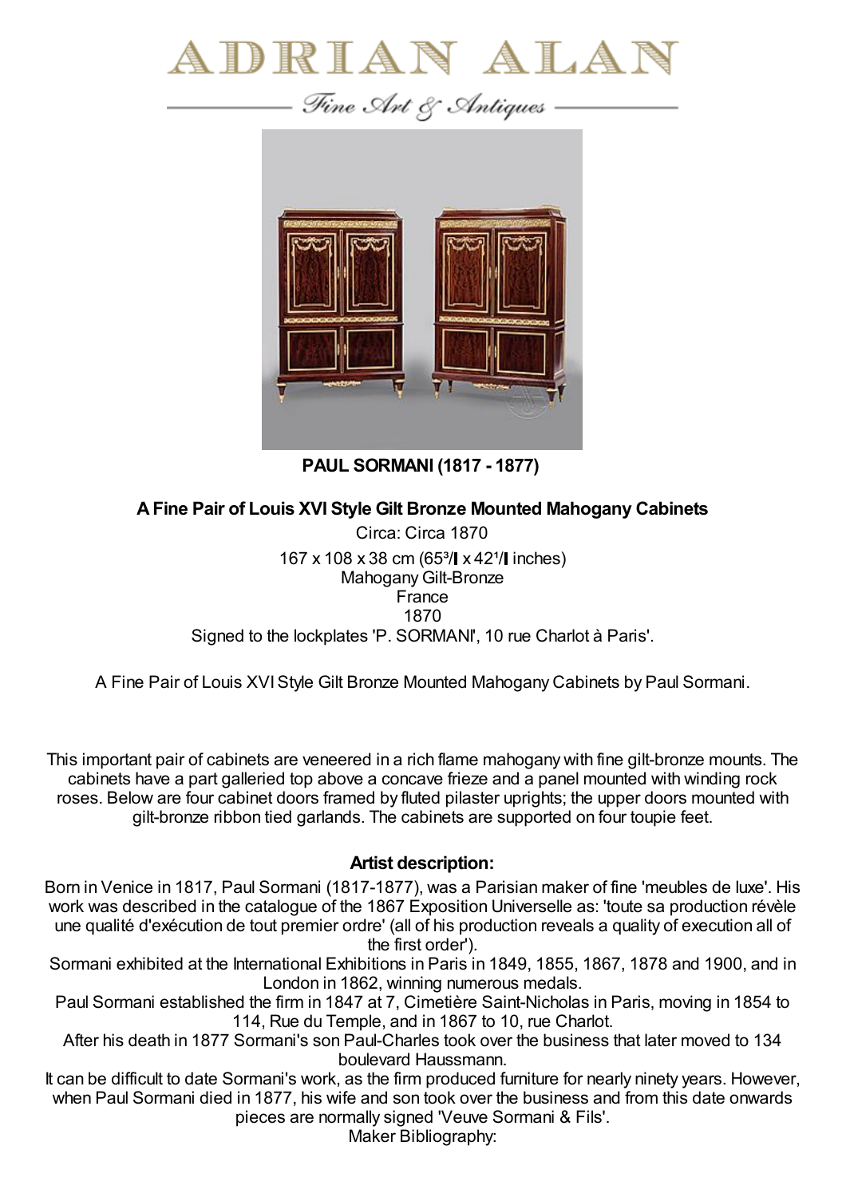# ADRIAN ALAN

*Fine Art & Antiques*

**PAUL SORMANI (1817 - 1877)**

**A Fine Pair of Louis XVI Style Gilt Bronze Mounted Mahogany Cabinets**

Circa: Circa 1870

167 x 108 x 38 cm (65³/ x 42¹/ inches)

Mahogany Gilt-Bronze

France

1870

Signed to the lockplates 'P. SORMANI', 10 rue Charlot à Paris'.

A Fine Pair of Louis XVI Style Gilt Bronze Mounted Mahogany Cabinets by Paul Sormani.

This important pair of cabinets are veneered in a rich flame mahogany with fine gilt-bronze mounts. The cabinets have a part galleried top above a concave frieze and a panel mounted with winding rock roses. Below are four cabinet doors framed by fluted pilaster uprights; the upper doors mounted with gilt-bronze ribbon tied garlands. The cabinets are supported on four toupie feet.

**Artist description:**

Born in Venice in 1817, Paul Sormani (1817-1877), was a Parisian maker of fine 'meubles de luxe'. His work was described in the catalogue of the 1867 Exposition Universelle as: 'toute sa production révèle une qualité d'exécution de tout premier ordre' (all of his production reveals a quality of execution all of the first order').

Sormani exhibited at the International Exhibitions in Paris in 1849, 1855, 1867, 1878 and 1900, and in London in 1862, winning numerous medals.

Paul Sormani established the firm in 1847 at 7, Cimetière Saint-Nicholas in Paris, moving in 1854 to 114, Rue du Temple, and in 1867 to 10, rue Charlot.

After his death in 1877 Sormani's son Paul-Charles took over the business that later moved to 134 boulevard Haussmann.

It can be difficult to date Sormani's work, as the firm produced furniture for nearly ninety years. However, when Paul Sormani died in 1877, his wife and son took over the business and from this date onwards pieces are normally signed 'Veuve Sormani & Fils'.

Maker Bibliography: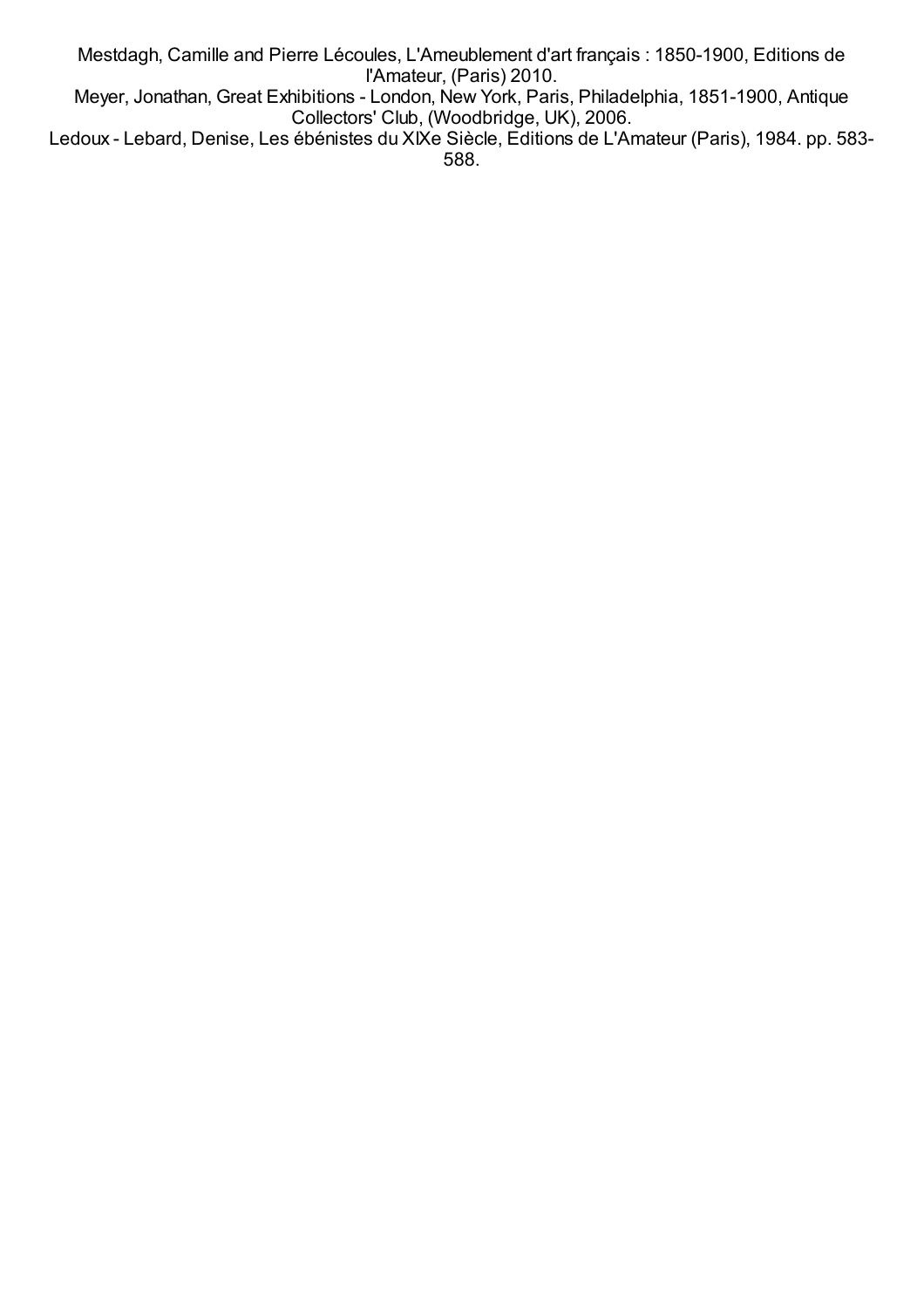Mestdagh, Camille and Pierre Lécoules, L'Ameublement d'art français : 1850-1900, Editions de l'Amateur, (Paris) 2010.

Meyer, Jonathan, Great Exhibitions - London, New York, Paris, Philadelphia, 1851-1900, Antique Collectors' Club, (Woodbridge, UK), 2006.

Ledoux - Lebard, Denise, Les ébénistes du XIXe Siècle, Editions de L'Amateur (Paris), 1984. pp. 583-588.